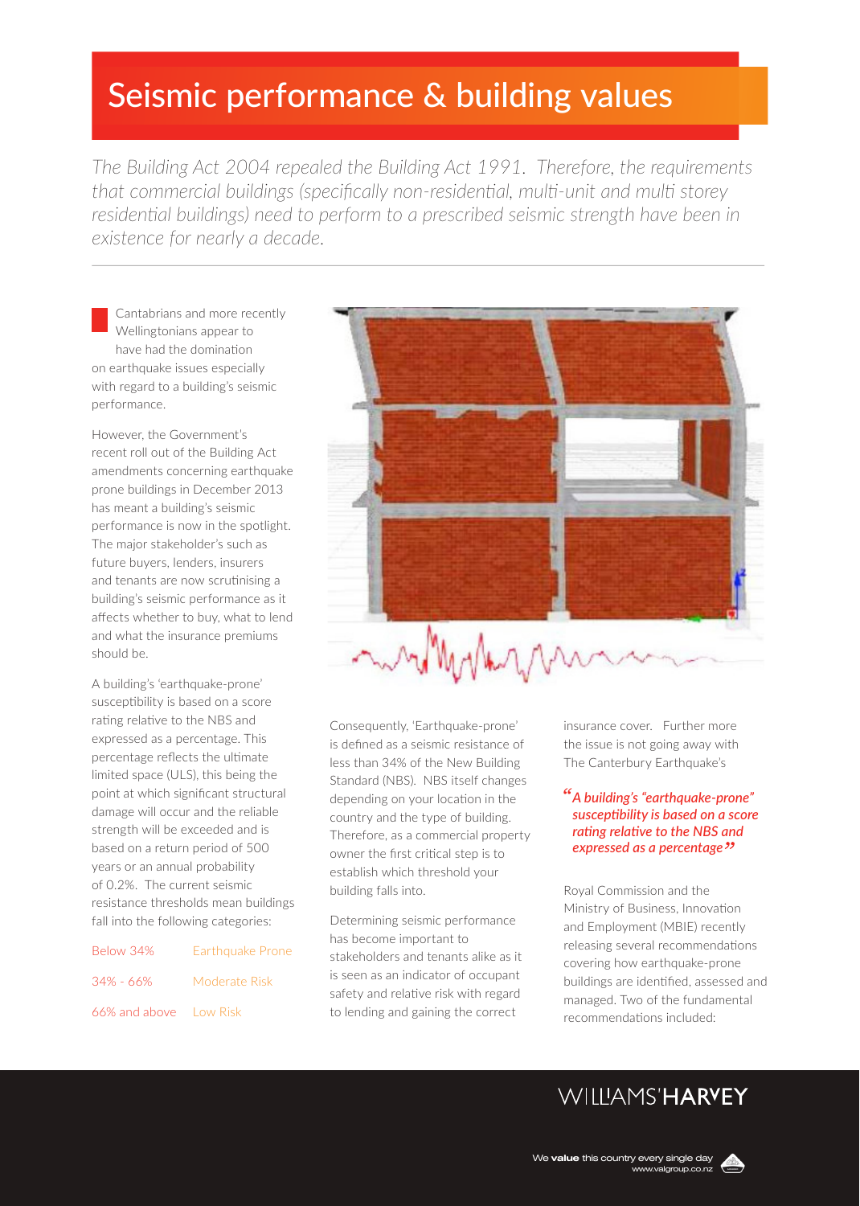# Seismic performance & building values

*The Building Act 2004 repealed the Building Act 1991. Therefore, the requirements that commercial buildings (specifically non-residential, multi-unit and multi storey residential buildings) need to perform to a prescribed seismic strength have been in existence for nearly a decade.*

---

Cantabrians and more recently Wellingtonians appear to have had the domination on earthquake issues especially with regard to a building's seismic performance.

However, the Government's recent roll out of the Building Act amendments concerning earthquake prone buildings in December 2013 has meant a building's seismic performance is now in the spotlight. The major stakeholder's such as future buyers, lenders, insurers and tenants are now scrutinising a building's seismic performance as it affects whether to buy, what to lend and what the insurance premiums should be.

A building's 'earthquake-prone' susceptibility is based on a score rating relative to the NBS and expressed as a percentage. This percentage reflects the ultimate limited space (ULS), this being the point at which significant structural damage will occur and the reliable strength will be exceeded and is based on a return period of 500 years or an annual probability of 0.2%. The current seismic resistance thresholds mean buildings fall into the following categories:

| | |
|---|---|
| Below 34% | Earthquake Prone |
| 34% - 66% | Moderate Risk |
| 66% and above | Low Risk |

Consequently, 'Earthquake-prone' is defined as a seismic resistance of less than 34% of the New Building Standard (NBS). NBS itself changes depending on your location in the country and the type of building. Therefore, as a commercial property owner the first critical step is to establish which threshold your building falls into.

Determining seismic performance has become important to stakeholders and tenants alike as it is seen as an indicator of occupant safety and relative risk with regard to lending and gaining the correct insurance cover. Further more the issue is not going away with The Canterbury Earthquake's

> *"A building's "earthquake-prone" susceptibility is based on a score rating relative to the NBS and expressed as a percentage"*

Royal Commission and the Ministry of Business, Innovation and Employment (MBIE) recently releasing several recommendations covering how earthquake-prone buildings are identified, assessed and managed. Two of the fundamental recommendations included: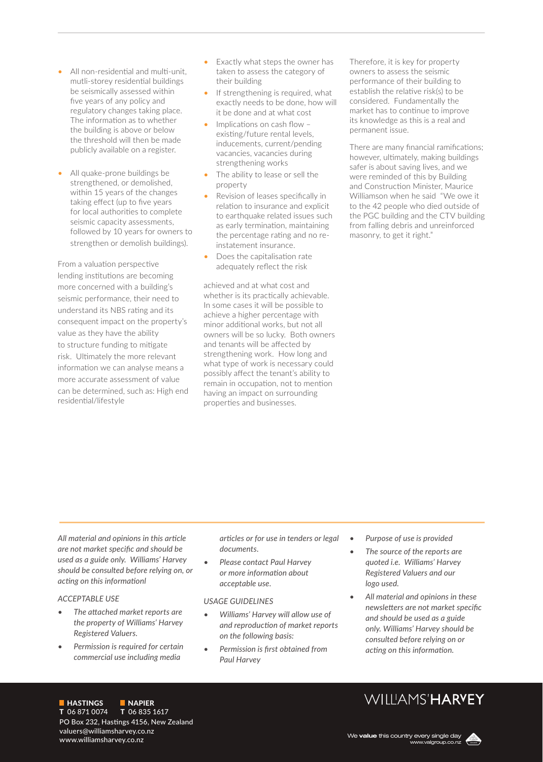- All non-residential and multi-unit, mutli-storey residential buildings be seismically assessed within five years of any policy and regulatory changes taking place. The information as to whether the building is above or below the threshold will then be made publicly available on a register.
- All quake-prone buildings be strengthened, or demolished, within 15 years of the changes taking effect (up to five years for local authorities to complete seismic capacity assessments, followed by 10 years for owners to strengthen or demolish buildings).

From a valuation perspective lending institutions are becoming more concerned with a building's seismic performance, their need to understand its NBS rating and its consequent impact on the property's value as they have the ability to structure funding to mitigate risk. Ultimately the more relevant information we can analyse means a more accurate assessment of value can be determined, such as: High end residential/lifestyle

- Exactly what steps the owner has taken to assess the category of their building
- If strengthening is required, what exactly needs to be done, how will it be done and at what cost
- Implications on cash flow – existing/future rental levels, inducements, current/pending vacancies, vacancies during strengthening works
- The ability to lease or sell the property
- Revision of leases specifically in relation to insurance and explicit to earthquake related issues such as early termination, maintaining the percentage rating and no re-instatement insurance.
- Does the capitalisation rate adequately reflect the risk

achieved and at what cost and whether is its practically achievable. In some cases it will be possible to achieve a higher percentage with minor additional works, but not all owners will be so lucky. Both owners and tenants will be affected by strengthening work. How long and what type of work is necessary could possibly affect the tenant's ability to remain in occupation, not to mention having an impact on surrounding properties and businesses.

Therefore, it is key for property owners to assess the seismic performance of their building to establish the relative risk(s) to be considered. Fundamentally the market has to continue to improve its knowledge as this is a real and permanent issue.

There are many financial ramifications; however, ultimately, making buildings safer is about saving lives, and we were reminded of this by Building and Construction Minister, Maurice Williamson when he said "We owe it to the 42 people who died outside of the PGC building and the CTV building from falling debris and unreinforced masonry, to get it right."

*All material and opinions in this article are not market specific and should be used as a guide only. Williams' Harvey should be consulted before relying on, or acting on this informationl*

*ACCEPTABLE USE*

- *The attached market reports are the property of Williams' Harvey Registered Valuers.*
- *Permission is required for certain commercial use including media articles or for use in tenders or legal documents.*
- *Please contact Paul Harvey or more information about acceptable use.*

*USAGE GUIDELINES*

- *Williams' Harvey will allow use of and reproduction of market reports on the following basis:*
- *Permission is first obtained from Paul Harvey*
- *Purpose of use is provided*
- *The source of the reports are quoted i.e. Williams' Harvey Registered Valuers and our logo used.*
- *All material and opinions in these newsletters are not market specific and should be used as a guide only. Williams' Harvey should be consulted before relying on or acting on this information.*

**HASTINGS**
**T** 06 871 0074

**NAPIER**
**T** 06 835 1617

PO Box 232, Hastings 4156, New Zealand
valuers@williamsharvey.co.nz
www.williamsharvey.co.nz

WILLIAMS'**HARVEY**

We **value** this country every single day
www.valgroup.co.nz